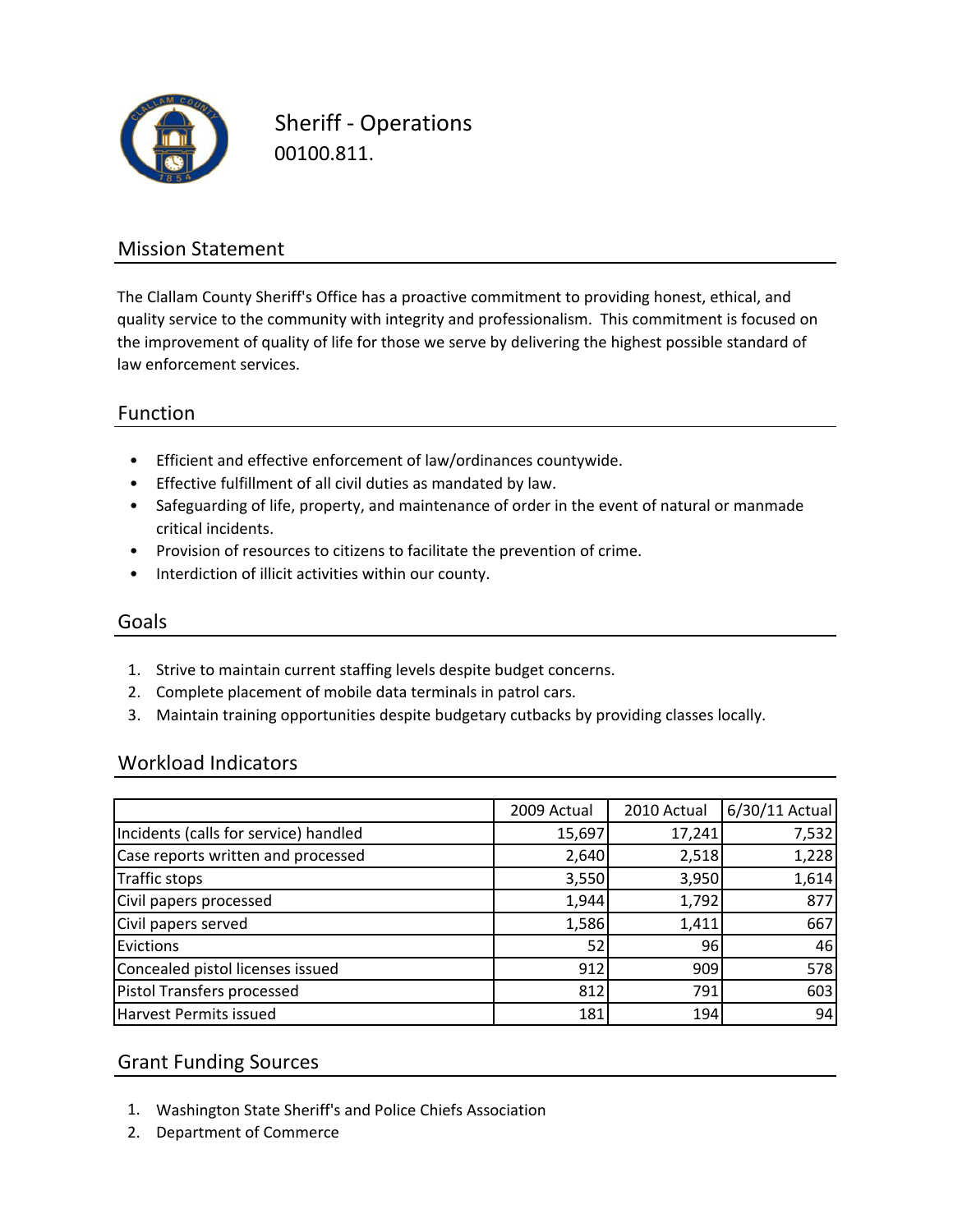# Sheriff - Operations

00100.811.

## Mission Statement

The Clallam County Sheriff's Office has a proactive commitment to providing honest, ethical, and quality service to the community with integrity and professionalism. This commitment is focused on the improvement of quality of life for those we serve by delivering the highest possible standard of law enforcement services.

## Function

- Efficient and effective enforcement of law/ordinances countywide.
- Effective fulfillment of all civil duties as mandated by law.
- Safeguarding of life, property, and maintenance of order in the event of natural or manmade critical incidents.
- Provision of resources to citizens to facilitate the prevention of crime.
- Interdiction of illicit activities within our county.

## Goals

1. Strive to maintain current staffing levels despite budget concerns.
2. Complete placement of mobile data terminals in patrol cars.
3. Maintain training opportunities despite budgetary cutbacks by providing classes locally.

## Workload Indicators

| | 2009 Actual | 2010 Actual | 6/30/11 Actual |
|---|---|---|---|
| Incidents (calls for service) handled | 15,697 | 17,241 | 7,532 |
| Case reports written and processed | 2,640 | 2,518 | 1,228 |
| Traffic stops | 3,550 | 3,950 | 1,614 |
| Civil papers processed | 1,944 | 1,792 | 877 |
| Civil papers served | 1,586 | 1,411 | 667 |
| Evictions | 52 | 96 | 46 |
| Concealed pistol licenses issued | 912 | 909 | 578 |
| Pistol Transfers processed | 812 | 791 | 603 |
| Harvest Permits issued | 181 | 194 | 94 |

## Grant Funding Sources

1. Washington State Sheriff's and Police Chiefs Association
2. Department of Commerce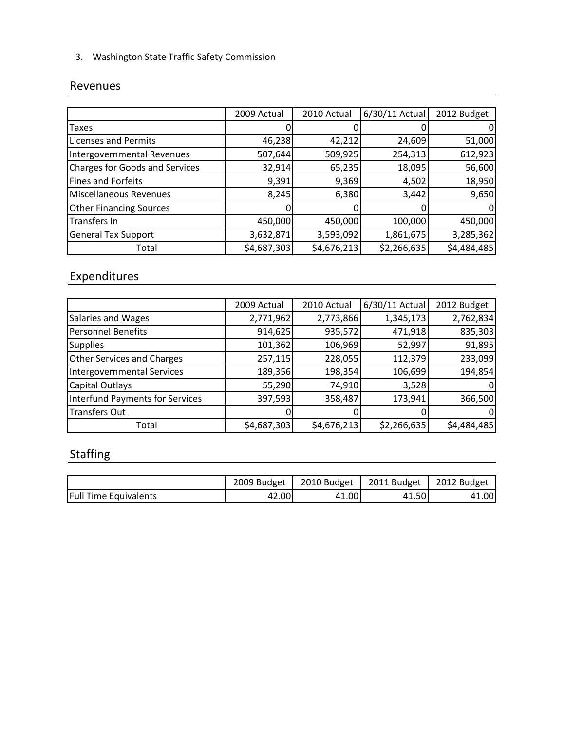3. Washington State Traffic Safety Commission

## Revenues

| | 2009 Actual | 2010 Actual | 6/30/11 Actual | 2012 Budget |
|---|---|---|---|---|
| Taxes | 0 | 0 | 0 | 0 |
| Licenses and Permits | 46,238 | 42,212 | 24,609 | 51,000 |
| Intergovernmental Revenues | 507,644 | 509,925 | 254,313 | 612,923 |
| Charges for Goods and Services | 32,914 | 65,235 | 18,095 | 56,600 |
| Fines and Forfeits | 9,391 | 9,369 | 4,502 | 18,950 |
| Miscellaneous Revenues | 8,245 | 6,380 | 3,442 | 9,650 |
| Other Financing Sources | 0 | 0 | 0 | 0 |
| Transfers In | 450,000 | 450,000 | 100,000 | 450,000 |
| General Tax Support | 3,632,871 | 3,593,092 | 1,861,675 | 3,285,362 |
| Total | $4,687,303 | $4,676,213 | $2,266,635 | $4,484,485 |

## Expenditures

| | 2009 Actual | 2010 Actual | 6/30/11 Actual | 2012 Budget |
|---|---|---|---|---|
| Salaries and Wages | 2,771,962 | 2,773,866 | 1,345,173 | 2,762,834 |
| Personnel Benefits | 914,625 | 935,572 | 471,918 | 835,303 |
| Supplies | 101,362 | 106,969 | 52,997 | 91,895 |
| Other Services and Charges | 257,115 | 228,055 | 112,379 | 233,099 |
| Intergovernmental Services | 189,356 | 198,354 | 106,699 | 194,854 |
| Capital Outlays | 55,290 | 74,910 | 3,528 | 0 |
| Interfund Payments for Services | 397,593 | 358,487 | 173,941 | 366,500 |
| Transfers Out | 0 | 0 | 0 | 0 |
| Total | $4,687,303 | $4,676,213 | $2,266,635 | $4,484,485 |

## Staffing

| | 2009 Budget | 2010 Budget | 2011 Budget | 2012 Budget |
|---|---|---|---|---|
| Full Time Equivalents | 42.00 | 41.00 | 41.50 | 41.00 |